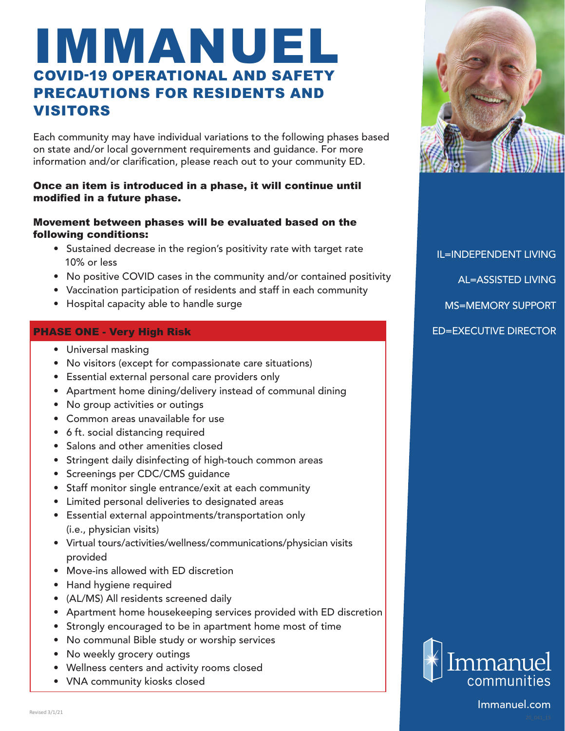# IMMANUEL

## COVID-19 OPERATIONAL AND SAFETY PRECAUTIONS FOR RESIDENTS AND VISITORS

Each community may have individual variations to the following phases based on state and/or local government requirements and guidance. For more information and/or clarification, please reach out to your community ED.

**Once an item is introduced in a phase, it will continue until modified in a future phase.**

**Movement between phases will be evaluated based on the following conditions:**

- Sustained decrease in the region's positivity rate with target rate 10% or less
- No positive COVID cases in the community and/or contained positivity
- Vaccination participation of residents and staff in each community
- Hospital capacity able to handle surge

### PHASE ONE - Very High Risk

- Universal masking
- No visitors (except for compassionate care situations)
- Essential external personal care providers only
- Apartment home dining/delivery instead of communal dining
- No group activities or outings
- Common areas unavailable for use
- 6 ft. social distancing required
- Salons and other amenities closed
- Stringent daily disinfecting of high-touch common areas
- Screenings per CDC/CMS guidance
- Staff monitor single entrance/exit at each community
- Limited personal deliveries to designated areas
- Essential external appointments/transportation only (i.e., physician visits)
- Virtual tours/activities/wellness/communications/physician visits provided
- Move-ins allowed with ED discretion
- Hand hygiene required
- (AL/MS) All residents screened daily
- Apartment home housekeeping services provided with ED discretion
- Strongly encouraged to be in apartment home most of time
- No communal Bible study or worship services
- No weekly grocery outings
- Wellness centers and activity rooms closed
- VNA community kiosks closed

IL=INDEPENDENT LIVING

AL=ASSISTED LIVING

MS=MEMORY SUPPORT

ED=EXECUTIVE DIRECTOR

Immanuel communities

Immanuel.com

Revised 3/1/21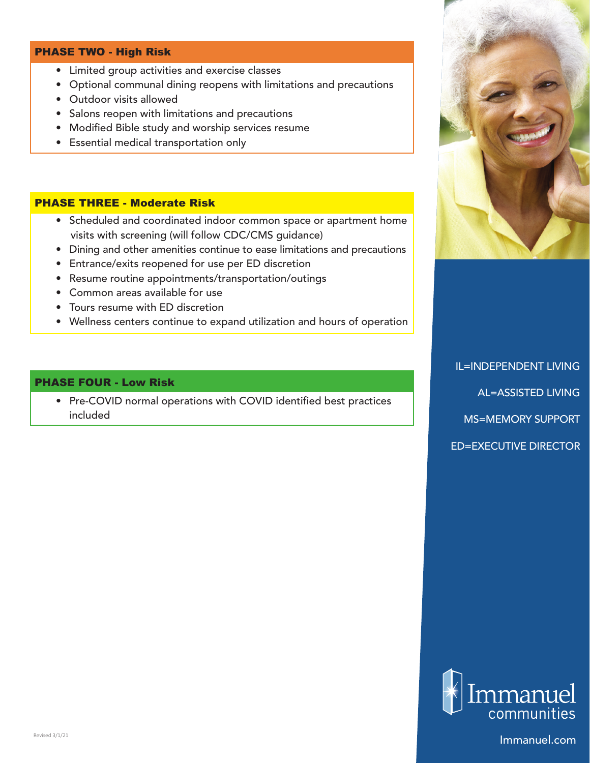## PHASE TWO - High Risk

- Limited group activities and exercise classes
- Optional communal dining reopens with limitations and precautions
- Outdoor visits allowed
- Salons reopen with limitations and precautions
- Modified Bible study and worship services resume
- Essential medical transportation only

## PHASE THREE - Moderate Risk

- Scheduled and coordinated indoor common space or apartment home visits with screening (will follow CDC/CMS guidance)
- Dining and other amenities continue to ease limitations and precautions
- Entrance/exits reopened for use per ED discretion
- Resume routine appointments/transportation/outings
- Common areas available for use
- Tours resume with ED discretion
- Wellness centers continue to expand utilization and hours of operation

## PHASE FOUR - Low Risk

- Pre-COVID normal operations with COVID identified best practices included

IL=INDEPENDENT LIVING

AL=ASSISTED LIVING

MS=MEMORY SUPPORT

ED=EXECUTIVE DIRECTOR

Immanuel communities

Immanuel.com

Revised 3/1/21